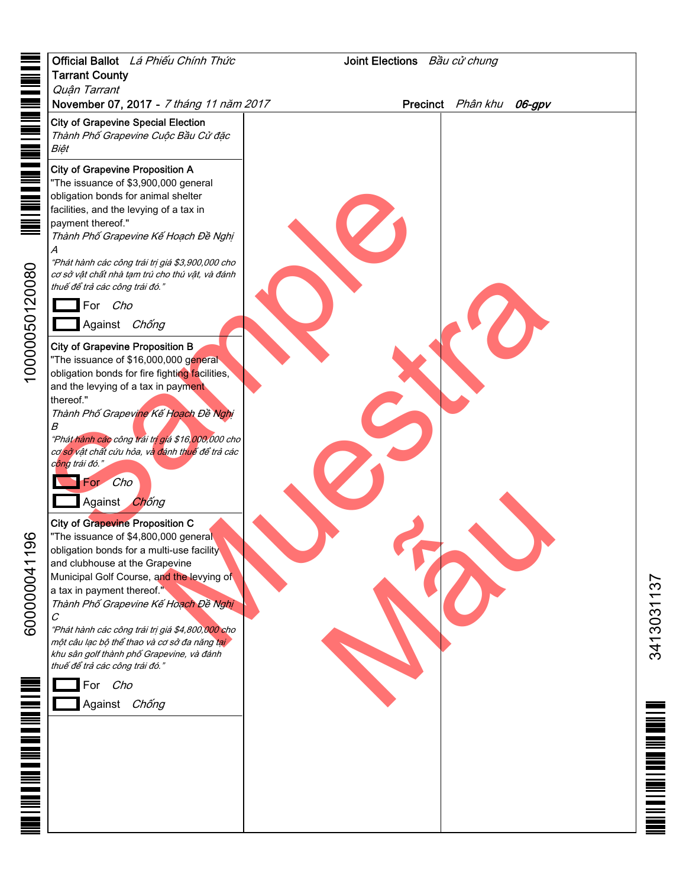Official Ballot *Lá Phiếu Chính Thức*
Tarrant County
*Quận Tarrant*
November 07, 2017 - *7 tháng 11 năm 2017*

Joint Elections *Bầu cử chung*

Precinct *Phân khu* ***06-gpv***

## City of Grapevine Special Election
*Thành Phố Grapevine Cuộc Bầu Cử đặc Biệt*

### City of Grapevine Proposition A

"The issuance of $3,900,000 general obligation bonds for animal shelter facilities, and the levying of a tax in payment thereof."

*Thành Phố Grapevine Kế Hoạch Đề Nghị A*

*"Phát hành các công trái trị giá $3,900,000 cho cơ sở vật chất nhà tạm trú cho thú vật, và đánh thuế để trả các công trái đó."*

- [ ] For *Cho*
- [ ] Against *Chống*

### City of Grapevine Proposition B

"The issuance of $16,000,000 general obligation bonds for fire fighting facilities, and the levying of a tax in payment thereof."

*Thành Phố Grapevine Kế Hoạch Đề Nghị B*

*"Phát hành các công trái trị giá $16,000,000 cho cơ sở vật chất cứu hỏa, và đánh thuế để trả các công trái đó."*

- [ ] For *Cho*
- [ ] Against *Chống*

### City of Grapevine Proposition C

"The issuance of $4,800,000 general obligation bonds for a multi-use facility and clubhouse at the Grapevine Municipal Golf Course, and the levying of a tax in payment thereof."

*Thành Phố Grapevine Kế Hoạch Đề Nghị C*

*"Phát hành các công trái trị giá $4,800,000 cho một câu lạc bộ thể thao và cơ sở đa năng tại khu sân golf thành phố Grapevine, và đánh thuế để trả các công trái đó."*

- [ ] For *Cho*
- [ ] Against *Chống*

Sample Muestra Mẫu

100000050120080

600000041196

3413031137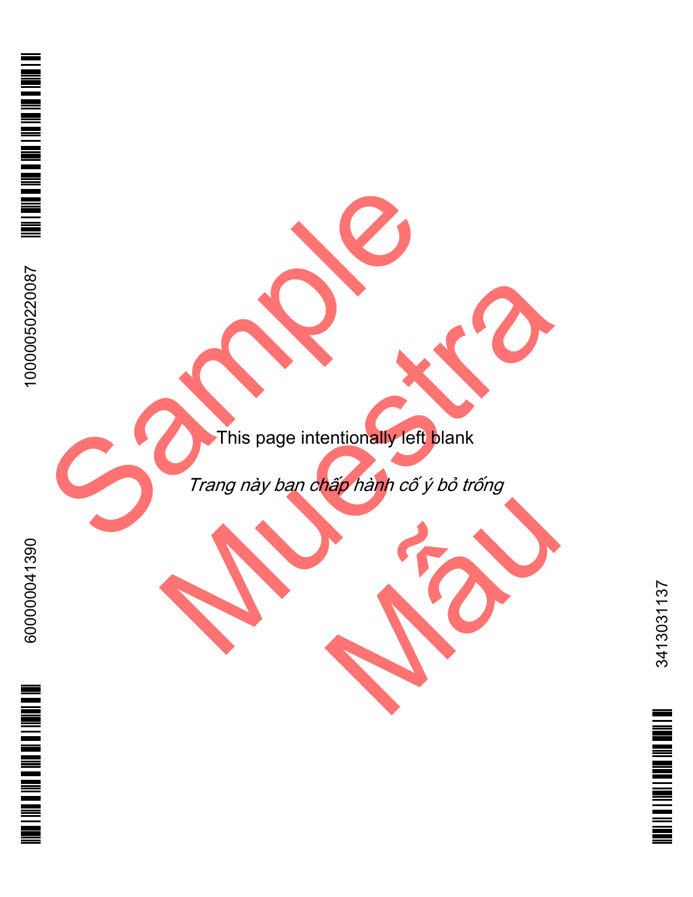This page intentionally left blank

*Trang này bạn chấp hành cố ý bỏ trống*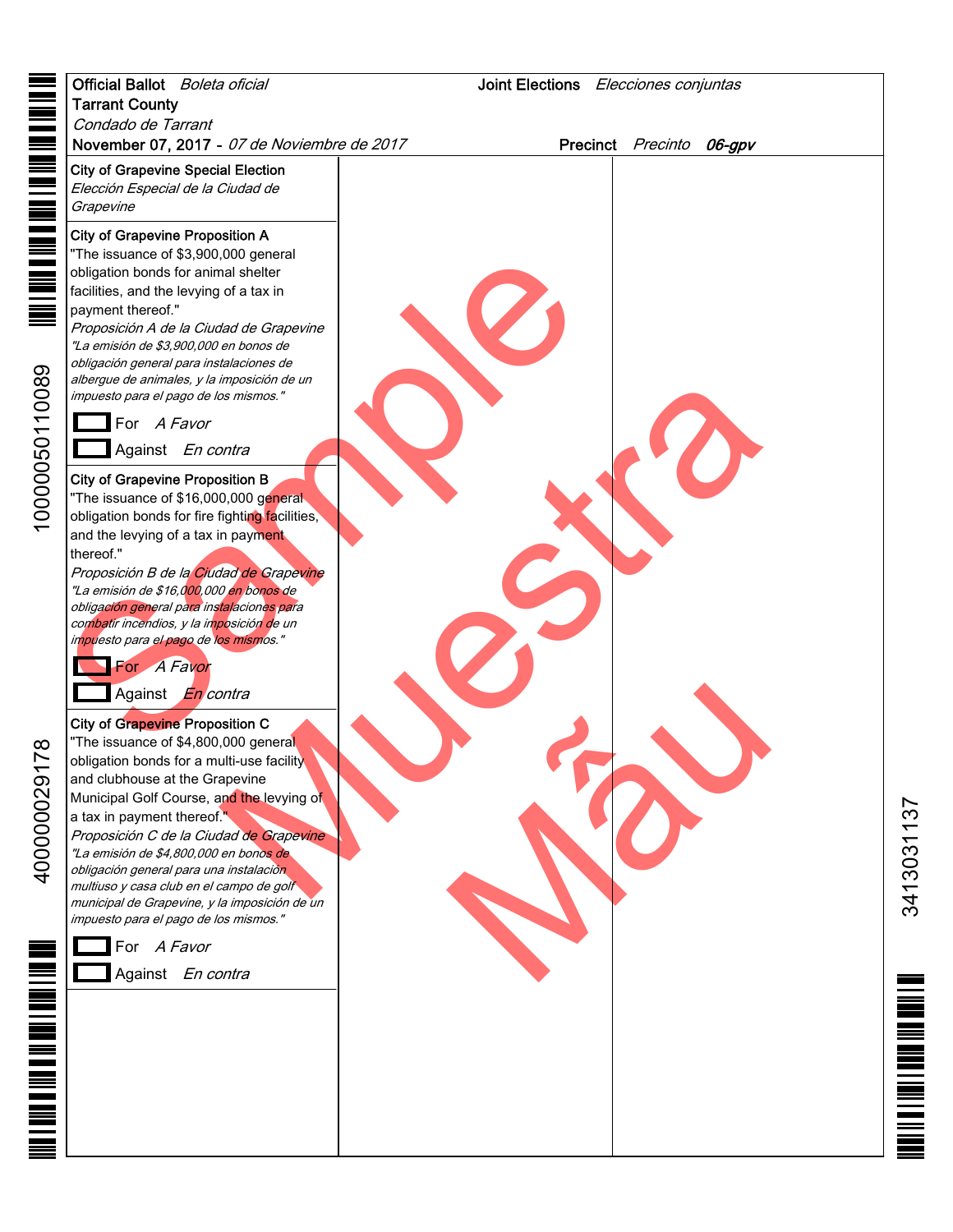**Official Ballot** *Boleta oficial*
**Tarrant County**
*Condado de Tarrant*
**November 07, 2017** - *07 de Noviembre de 2017*

**Joint Elections** *Elecciones conjuntas*

**Precinct** *Precinto* ***06-gpv***

## City of Grapevine Special Election
*Elección Especial de la Ciudad de Grapevine*

### City of Grapevine Proposition A
"The issuance of $3,900,000 general obligation bonds for animal shelter facilities, and the levying of a tax in payment thereof."

*Proposición A de la Ciudad de Grapevine*
*"La emisión de $3,900,000 en bonos de obligación general para instalaciones de albergue de animales, y la imposición de un impuesto para el pago de los mismos."*

- [ ] For *A Favor*
- [ ] Against *En contra*

### City of Grapevine Proposition B
"The issuance of $16,000,000 general obligation bonds for fire fighting facilities, and the levying of a tax in payment thereof."

*Proposición B de la Ciudad de Grapevine*
*"La emisión de $16,000,000 en bonos de obligación general para instalaciones para combatir incendios, y la imposición de un impuesto para el pago de los mismos."*

- [ ] For *A Favor*
- [ ] Against *En contra*

### City of Grapevine Proposition C
"The issuance of $4,800,000 general obligation bonds for a multi-use facility and clubhouse at the Grapevine Municipal Golf Course, and the levying of a tax in payment thereof."

*Proposición C de la Ciudad de Grapevine*
*"La emisión de $4,800,000 en bonos de obligación general para una instalación multiuso y casa club en el campo de golf municipal de Grapevine, y la imposición de un impuesto para el pago de los mismos."*

- [ ] For *A Favor*
- [ ] Against *En contra*

Sample Muestra Mẫu

100000050110089

400000029178

3413031137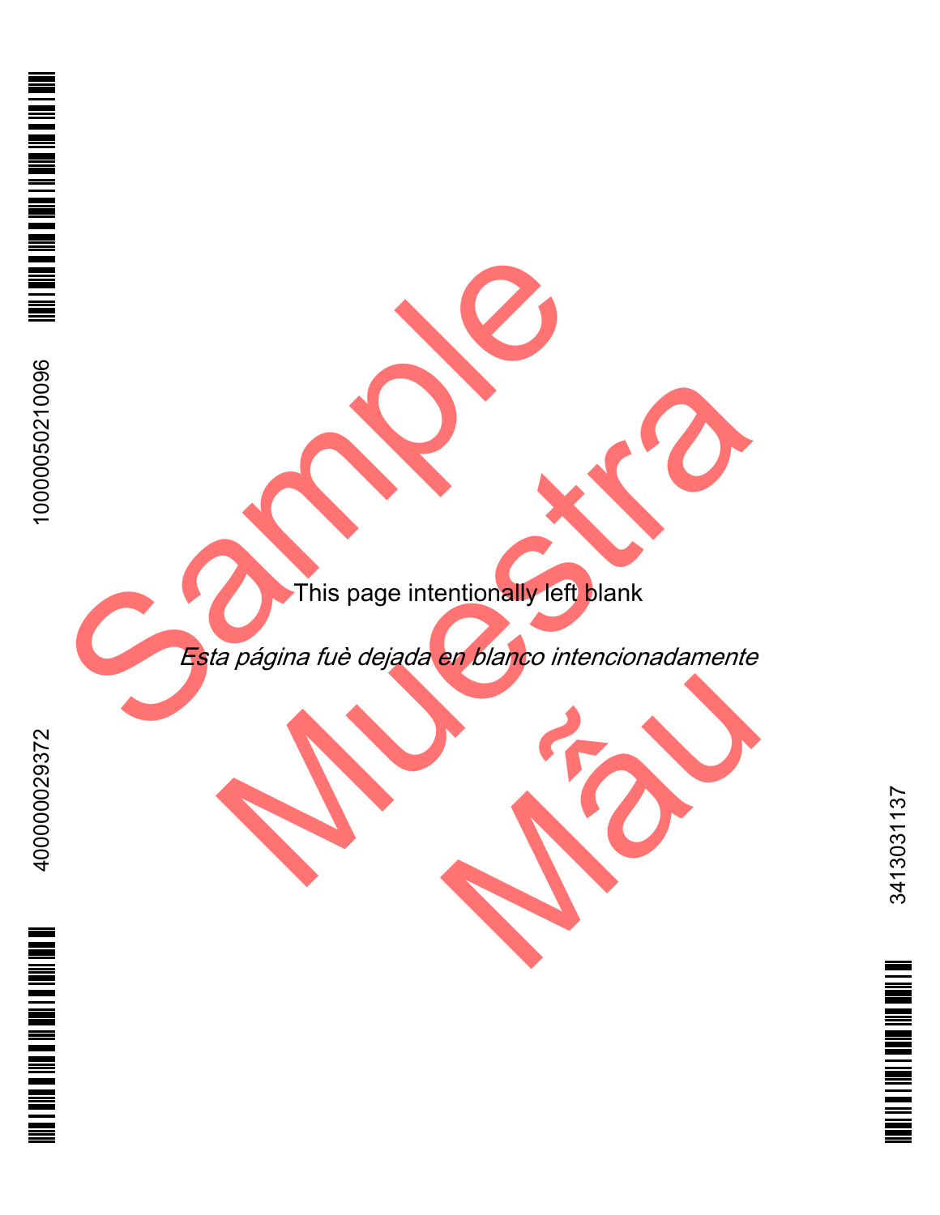This page intentionally left blank

*Esta página fuè dejada en blanco intencionadamente*